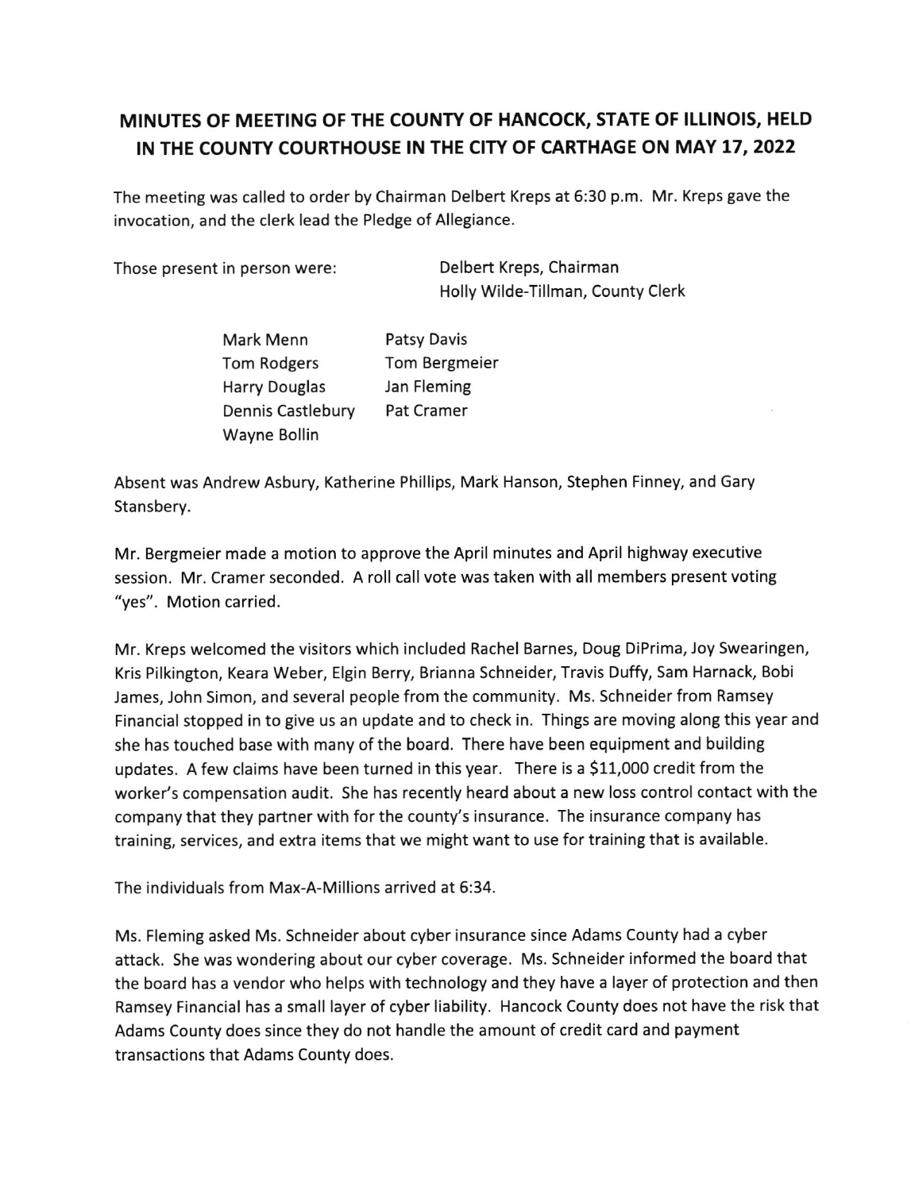# MINUTES OF MEETING OF THE COUNTY OF HANCOCK, STATE OF ILLINOIS, HELD IN THE COUNTY COURTHOUSE IN THE CITY OF CARTHAGE ON MAY 17, 2022

The meeting was called to order by Chairman Delbert Kreps at 6:30 p.m. Mr. Kreps gave the invocation, and the clerk lead the Pledge of Allegiance.

Those present in person were:

Delbert Kreps, Chairman
Holly Wilde-Tillman, County Clerk

| | |
|---|---|
| Mark Menn | Patsy Davis |
| Tom Rodgers | Tom Bergmeier |
| Harry Douglas | Jan Fleming |
| Dennis Castlebury | Pat Cramer |
| Wayne Bollin | |

Absent was Andrew Asbury, Katherine Phillips, Mark Hanson, Stephen Finney, and Gary Stansbery.

Mr. Bergmeier made a motion to approve the April minutes and April highway executive session. Mr. Cramer seconded. A roll call vote was taken with all members present voting "yes". Motion carried.

Mr. Kreps welcomed the visitors which included Rachel Barnes, Doug DiPrima, Joy Swearingen, Kris Pilkington, Keara Weber, Elgin Berry, Brianna Schneider, Travis Duffy, Sam Harnack, Bobi James, John Simon, and several people from the community. Ms. Schneider from Ramsey Financial stopped in to give us an update and to check in. Things are moving along this year and she has touched base with many of the board. There have been equipment and building updates. A few claims have been turned in this year. There is a $11,000 credit from the worker's compensation audit. She has recently heard about a new loss control contact with the company that they partner with for the county's insurance. The insurance company has training, services, and extra items that we might want to use for training that is available.

The individuals from Max-A-Millions arrived at 6:34.

Ms. Fleming asked Ms. Schneider about cyber insurance since Adams County had a cyber attack. She was wondering about our cyber coverage. Ms. Schneider informed the board that the board has a vendor who helps with technology and they have a layer of protection and then Ramsey Financial has a small layer of cyber liability. Hancock County does not have the risk that Adams County does since they do not handle the amount of credit card and payment transactions that Adams County does.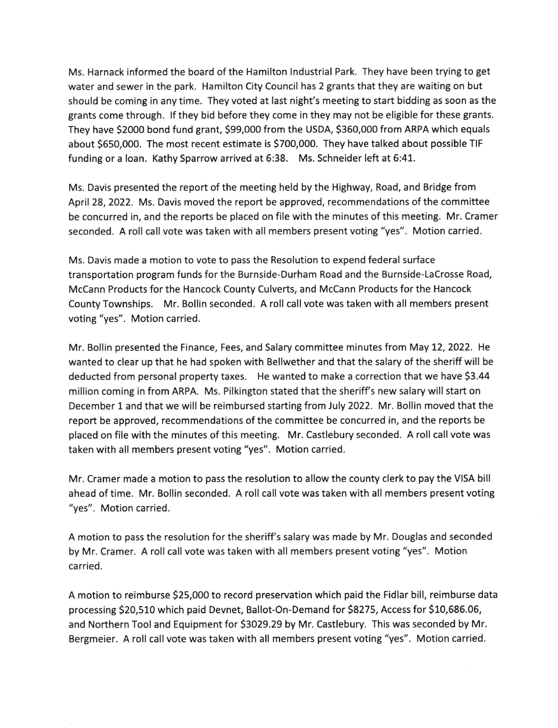Ms. Harnack informed the board of the Hamilton Industrial Park. They have been trying to get water and sewer in the park. Hamilton City Council has 2 grants that they are waiting on but should be coming in any time. They voted at last night's meeting to start bidding as soon as the grants come through. If they bid before they come in they may not be eligible for these grants. They have $2000 bond fund grant, $99,000 from the USDA, $360,000 from ARPA which equals about $650,000. The most recent estimate is $700,000. They have talked about possible TIF funding or a loan. Kathy Sparrow arrived at 6:38. Ms. Schneider left at 6:41.

Ms. Davis presented the report of the meeting held by the Highway, Road, and Bridge from April 28, 2022. Ms. Davis moved the report be approved, recommendations of the committee be concurred in, and the reports be placed on file with the minutes of this meeting. Mr. Cramer seconded. A roll call vote was taken with all members present voting "yes". Motion carried.

Ms. Davis made a motion to vote to pass the Resolution to expend federal surface transportation program funds for the Burnside-Durham Road and the Burnside-LaCrosse Road, McCann Products for the Hancock County Culverts, and McCann Products for the Hancock County Townships. Mr. Bollin seconded. A roll call vote was taken with all members present voting "yes". Motion carried.

Mr. Bollin presented the Finance, Fees, and Salary committee minutes from May 12, 2022. He wanted to clear up that he had spoken with Bellwether and that the salary of the sheriff will be deducted from personal property taxes. He wanted to make a correction that we have $3.44 million coming in from ARPA. Ms. Pilkington stated that the sheriff's new salary will start on December 1 and that we will be reimbursed starting from July 2022. Mr. Bollin moved that the report be approved, recommendations of the committee be concurred in, and the reports be placed on file with the minutes of this meeting. Mr. Castlebury seconded. A roll call vote was taken with all members present voting "yes". Motion carried.

Mr. Cramer made a motion to pass the resolution to allow the county clerk to pay the VISA bill ahead of time. Mr. Bollin seconded. A roll call vote was taken with all members present voting "yes". Motion carried.

A motion to pass the resolution for the sheriff's salary was made by Mr. Douglas and seconded by Mr. Cramer. A roll call vote was taken with all members present voting "yes". Motion carried.

A motion to reimburse $25,000 to record preservation which paid the Fidlar bill, reimburse data processing $20,510 which paid Devnet, Ballot-On-Demand for $8275, Access for $10,686.06, and Northern Tool and Equipment for $3029.29 by Mr. Castlebury. This was seconded by Mr. Bergmeier. A roll call vote was taken with all members present voting "yes". Motion carried.